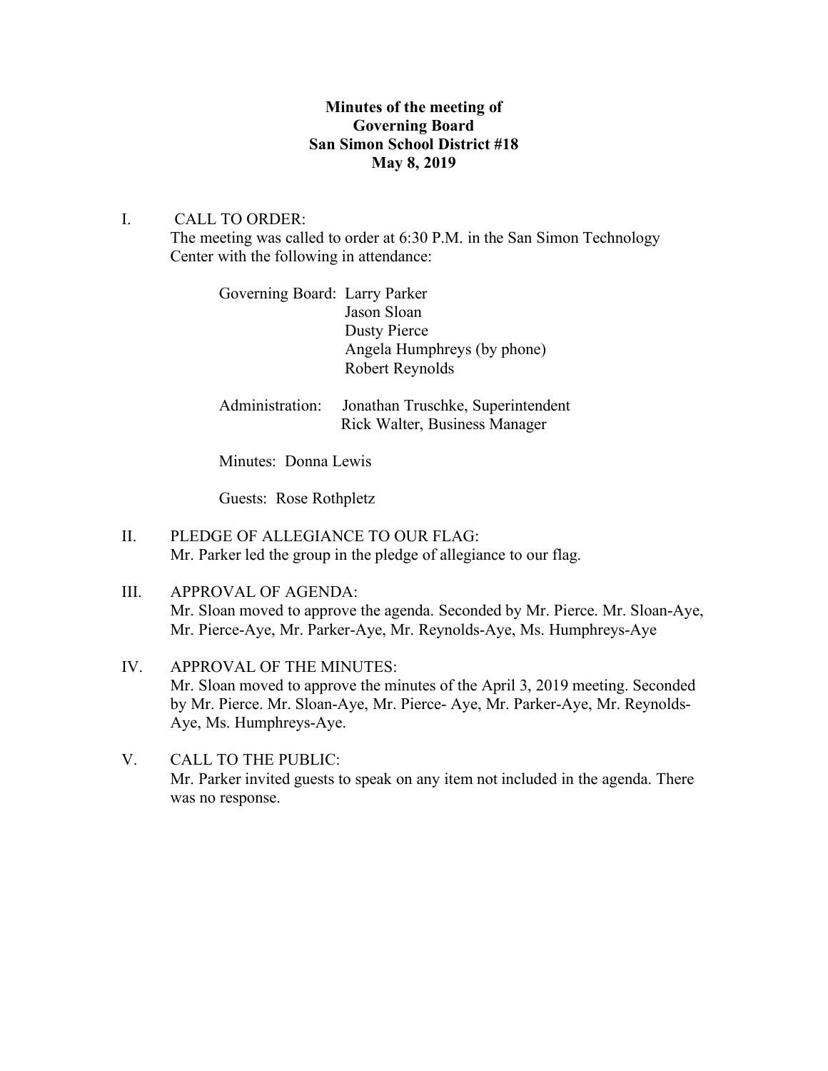**Minutes of the meeting of**
**Governing Board**
**San Simon School District #18**
**May 8, 2019**

I. CALL TO ORDER:

The meeting was called to order at 6:30 P.M. in the San Simon Technology Center with the following in attendance:

Governing Board: Larry Parker
Jason Sloan
Dusty Pierce
Angela Humphreys (by phone)
Robert Reynolds

Administration: Jonathan Truschke, Superintendent
Rick Walter, Business Manager

Minutes: Donna Lewis

Guests: Rose Rothpletz

II. PLEDGE OF ALLEGIANCE TO OUR FLAG:

Mr. Parker led the group in the pledge of allegiance to our flag.

III. APPROVAL OF AGENDA:

Mr. Sloan moved to approve the agenda. Seconded by Mr. Pierce. Mr. Sloan-Aye, Mr. Pierce-Aye, Mr. Parker-Aye, Mr. Reynolds-Aye, Ms. Humphreys-Aye

IV. APPROVAL OF THE MINUTES:

Mr. Sloan moved to approve the minutes of the April 3, 2019 meeting. Seconded by Mr. Pierce. Mr. Sloan-Aye, Mr. Pierce- Aye, Mr. Parker-Aye, Mr. Reynolds-Aye, Ms. Humphreys-Aye.

V. CALL TO THE PUBLIC:

Mr. Parker invited guests to speak on any item not included in the agenda. There was no response.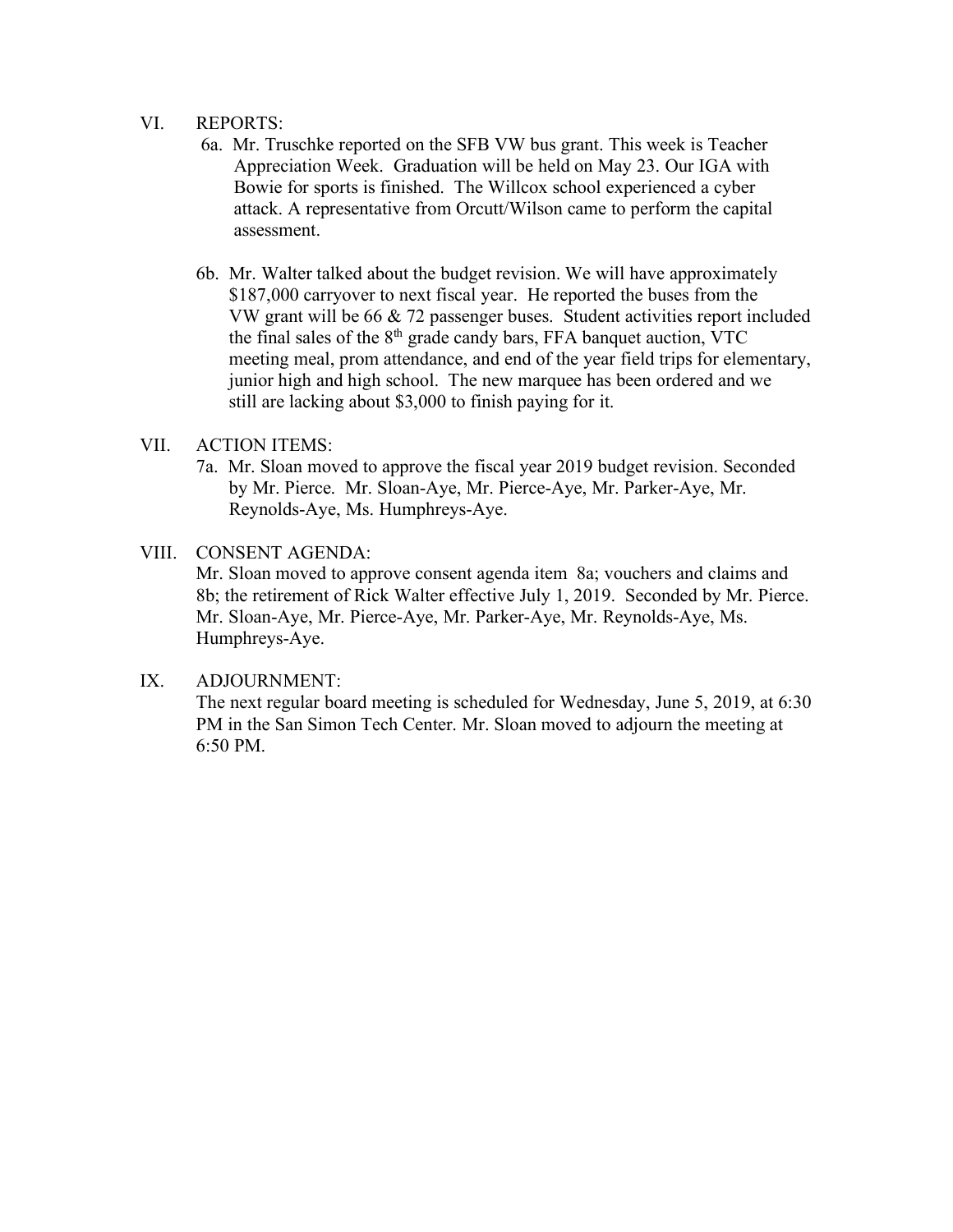VI. REPORTS:

6a. Mr. Truschke reported on the SFB VW bus grant. This week is Teacher Appreciation Week. Graduation will be held on May 23. Our IGA with Bowie for sports is finished. The Willcox school experienced a cyber attack. A representative from Orcutt/Wilson came to perform the capital assessment.

6b. Mr. Walter talked about the budget revision. We will have approximately $187,000 carryover to next fiscal year. He reported the buses from the VW grant will be 66 & 72 passenger buses. Student activities report included the final sales of the 8th grade candy bars, FFA banquet auction, VTC meeting meal, prom attendance, and end of the year field trips for elementary, junior high and high school. The new marquee has been ordered and we still are lacking about $3,000 to finish paying for it.

VII. ACTION ITEMS:

7a. Mr. Sloan moved to approve the fiscal year 2019 budget revision. Seconded by Mr. Pierce. Mr. Sloan-Aye, Mr. Pierce-Aye, Mr. Parker-Aye, Mr. Reynolds-Aye, Ms. Humphreys-Aye.

VIII. CONSENT AGENDA:

Mr. Sloan moved to approve consent agenda item 8a; vouchers and claims and 8b; the retirement of Rick Walter effective July 1, 2019. Seconded by Mr. Pierce. Mr. Sloan-Aye, Mr. Pierce-Aye, Mr. Parker-Aye, Mr. Reynolds-Aye, Ms. Humphreys-Aye.

IX. ADJOURNMENT:

The next regular board meeting is scheduled for Wednesday, June 5, 2019, at 6:30 PM in the San Simon Tech Center. Mr. Sloan moved to adjourn the meeting at 6:50 PM.